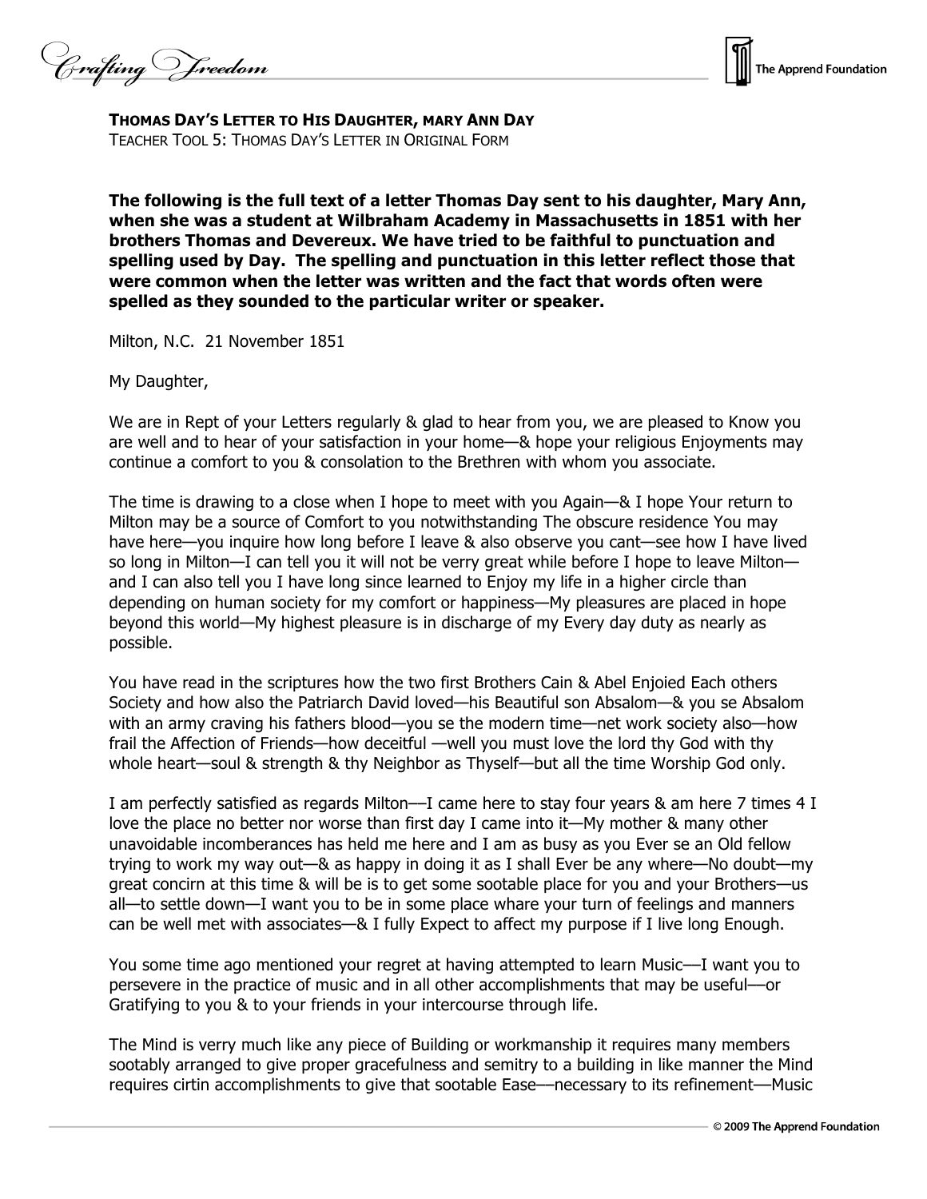**THOMAS DAY'S LETTER TO HIS DAUGHTER, MARY ANN DAY**
TEACHER TOOL 5: THOMAS DAY'S LETTER IN ORIGINAL FORM

**The following is the full text of a letter Thomas Day sent to his daughter, Mary Ann, when she was a student at Wilbraham Academy in Massachusetts in 1851 with her brothers Thomas and Devereux. We have tried to be faithful to punctuation and spelling used by Day. The spelling and punctuation in this letter reflect those that were common when the letter was written and the fact that words often were spelled as they sounded to the particular writer or speaker.**

Milton, N.C. 21 November 1851

My Daughter,

We are in Rept of your Letters regularly & glad to hear from you, we are pleased to Know you are well and to hear of your satisfaction in your home—& hope your religious Enjoyments may continue a comfort to you & consolation to the Brethren with whom you associate.

The time is drawing to a close when I hope to meet with you Again—& I hope Your return to Milton may be a source of Comfort to you notwithstanding The obscure residence You may have here—you inquire how long before I leave & also observe you cant—see how I have lived so long in Milton—I can tell you it will not be verry great while before I hope to leave Milton—and I can also tell you I have long since learned to Enjoy my life in a higher circle than depending on human society for my comfort or happiness—My pleasures are placed in hope beyond this world—My highest pleasure is in discharge of my Every day duty as nearly as possible.

You have read in the scriptures how the two first Brothers Cain & Abel Enjoied Each others Society and how also the Patriarch David loved—his Beautiful son Absalom—& you se Absalom with an army craving his fathers blood—you se the modern time—net work society also—how frail the Affection of Friends—how deceitful —well you must love the lord thy God with thy whole heart—soul & strength & thy Neighbor as Thyself—but all the time Worship God only.

I am perfectly satisfied as regards Milton—I came here to stay four years & am here 7 times 4 I love the place no better nor worse than first day I came into it—My mother & many other unavoidable incomberances has held me here and I am as busy as you Ever se an Old fellow trying to work my way out—& as happy in doing it as I shall Ever be any where—No doubt—my great concirn at this time & will be is to get some sootable place for you and your Brothers—us all—to settle down—I want you to be in some place whare your turn of feelings and manners can be well met with associates—& I fully Expect to affect my purpose if I live long Enough.

You some time ago mentioned your regret at having attempted to learn Music—I want you to persevere in the practice of music and in all other accomplishments that may be useful—or Gratifying to you & to your friends in your intercourse through life.

The Mind is verry much like any piece of Building or workmanship it requires many members sootably arranged to give proper gracefulness and semitry to a building in like manner the Mind requires cirtin accomplishments to give that sootable Ease—necessary to its refinement—Music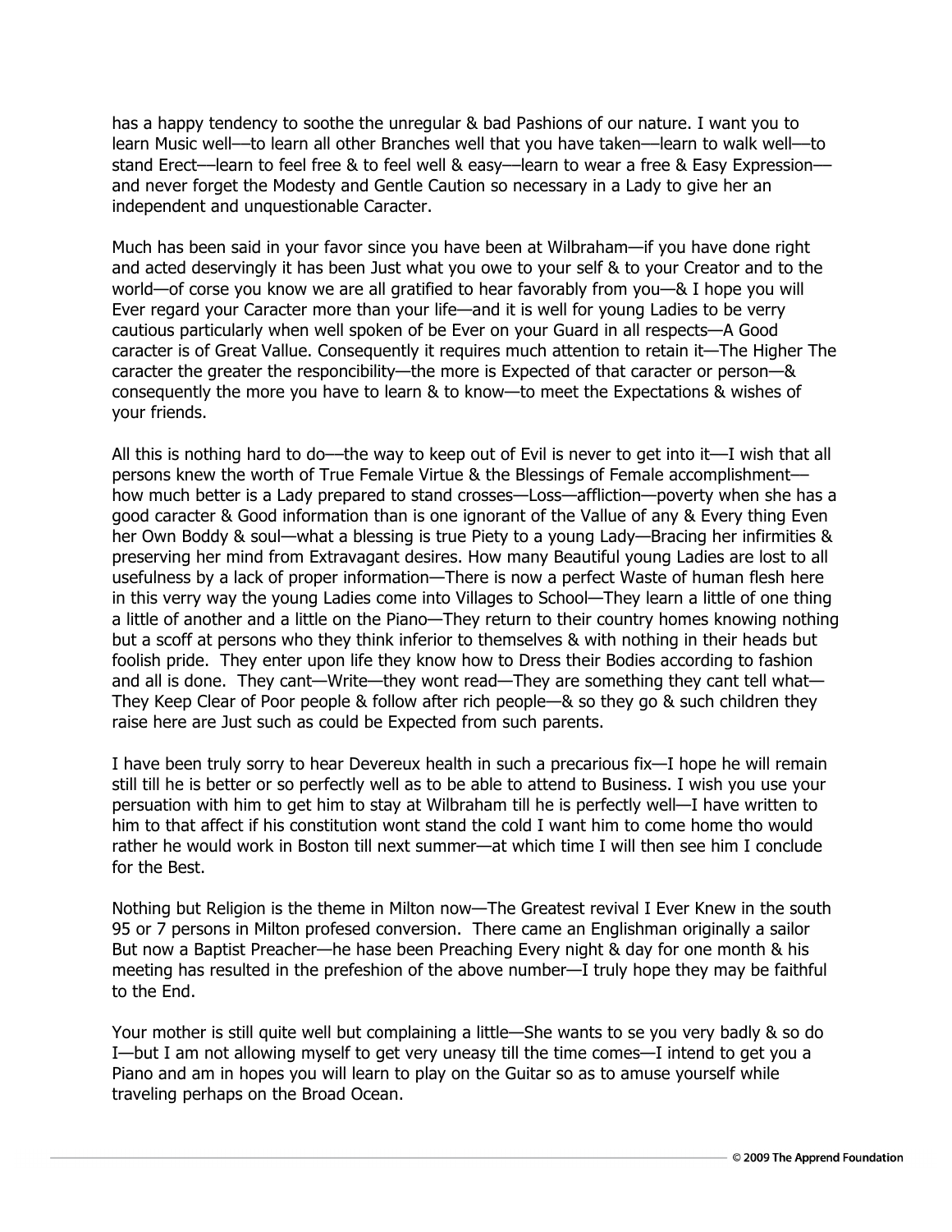has a happy tendency to soothe the unregular & bad Pashions of our nature. I want you to learn Music well—to learn all other Branches well that you have taken—learn to walk well—to stand Erect—learn to feel free & to feel well & easy—learn to wear a free & Easy Expression—and never forget the Modesty and Gentle Caution so necessary in a Lady to give her an independent and unquestionable Caracter.

Much has been said in your favor since you have been at Wilbraham—if you have done right and acted deservingly it has been Just what you owe to your self & to your Creator and to the world—of corse you know we are all gratified to hear favorably from you—& I hope you will Ever regard your Caracter more than your life—and it is well for young Ladies to be verry cautious particularly when well spoken of be Ever on your Guard in all respects—A Good caracter is of Great Vallue. Consequently it requires much attention to retain it—The Higher The caracter the greater the responcibility—the more is Expected of that caracter or person—& consequently the more you have to learn & to know—to meet the Expectations & wishes of your friends.

All this is nothing hard to do—the way to keep out of Evil is never to get into it—I wish that all persons knew the worth of True Female Virtue & the Blessings of Female accomplishment—how much better is a Lady prepared to stand crosses—Loss—affliction—poverty when she has a good caracter & Good information than is one ignorant of the Vallue of any & Every thing Even her Own Boddy & soul—what a blessing is true Piety to a young Lady—Bracing her infirmities & preserving her mind from Extravagant desires. How many Beautiful young Ladies are lost to all usefulness by a lack of proper information—There is now a perfect Waste of human flesh here in this verry way the young Ladies come into Villages to School—They learn a little of one thing a little of another and a little on the Piano—They return to their country homes knowing nothing but a scoff at persons who they think inferior to themselves & with nothing in their heads but foolish pride. They enter upon life they know how to Dress their Bodies according to fashion and all is done. They cant—Write—they wont read—They are something they cant tell what—They Keep Clear of Poor people & follow after rich people—& so they go & such children they raise here are Just such as could be Expected from such parents.

I have been truly sorry to hear Devereux health in such a precarious fix—I hope he will remain still till he is better or so perfectly well as to be able to attend to Business. I wish you use your persuation with him to get him to stay at Wilbraham till he is perfectly well—I have written to him to that affect if his constitution wont stand the cold I want him to come home tho would rather he would work in Boston till next summer—at which time I will then see him I conclude for the Best.

Nothing but Religion is the theme in Milton now—The Greatest revival I Ever Knew in the south 95 or 7 persons in Milton profesed conversion. There came an Englishman originally a sailor But now a Baptist Preacher—he hase been Preaching Every night & day for one month & his meeting has resulted in the prefeshion of the above number—I truly hope they may be faithful to the End.

Your mother is still quite well but complaining a little—She wants to se you very badly & so do I—but I am not allowing myself to get very uneasy till the time comes—I intend to get you a Piano and am in hopes you will learn to play on the Guitar so as to amuse yourself while traveling perhaps on the Broad Ocean.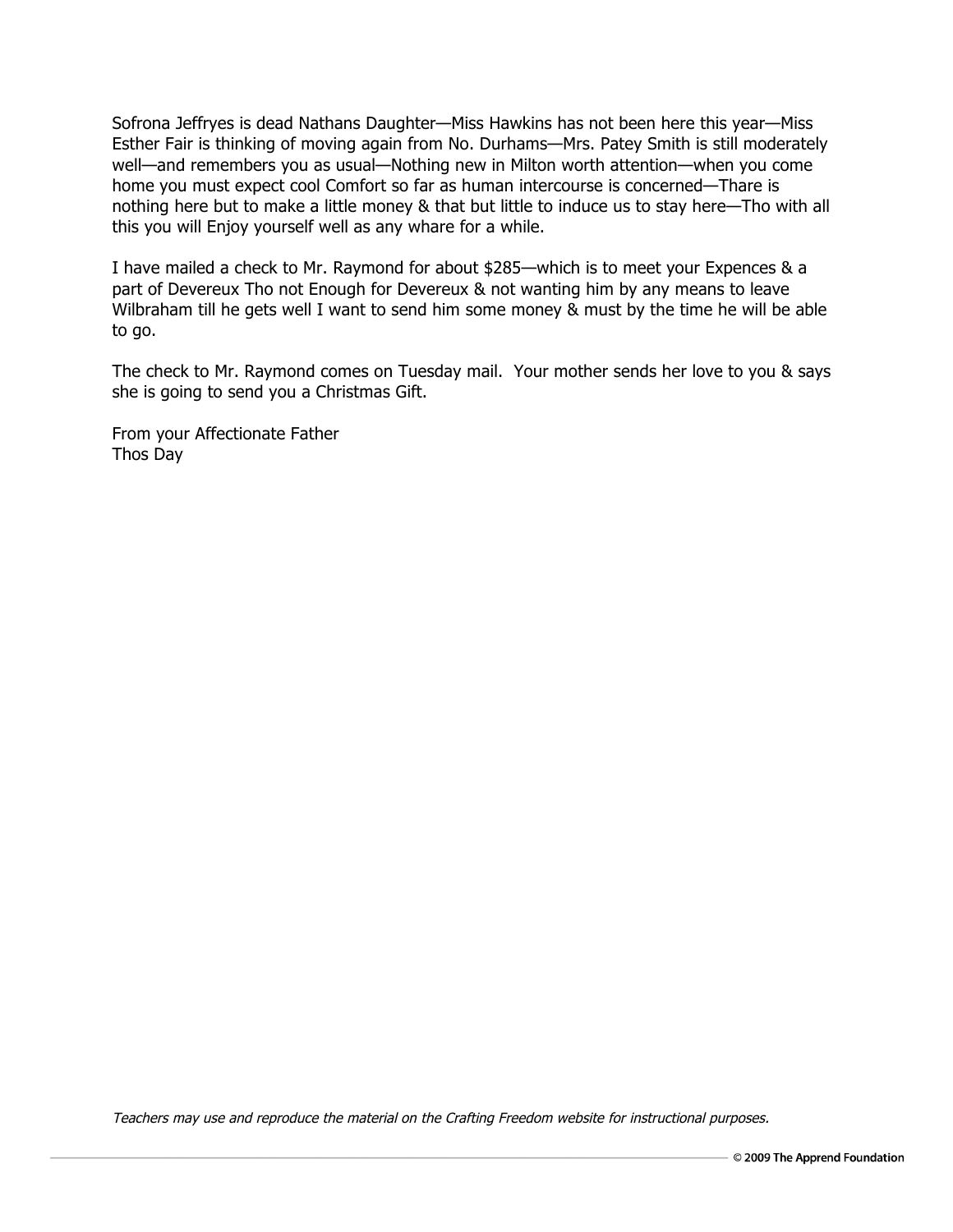Sofrona Jeffryes is dead Nathans Daughter—Miss Hawkins has not been here this year—Miss Esther Fair is thinking of moving again from No. Durhams—Mrs. Patey Smith is still moderately well—and remembers you as usual—Nothing new in Milton worth attention—when you come home you must expect cool Comfort so far as human intercourse is concerned—Thare is nothing here but to make a little money & that but little to induce us to stay here—Tho with all this you will Enjoy yourself well as any whare for a while.

I have mailed a check to Mr. Raymond for about $285—which is to meet your Expences & a part of Devereux Tho not Enough for Devereux & not wanting him by any means to leave Wilbraham till he gets well I want to send him some money & must by the time he will be able to go.

The check to Mr. Raymond comes on Tuesday mail. Your mother sends her love to you & says she is going to send you a Christmas Gift.

From your Affectionate Father
Thos Day

*Teachers may use and reproduce the material on the Crafting Freedom website for instructional purposes.*

© 2009 The Apprend Foundation